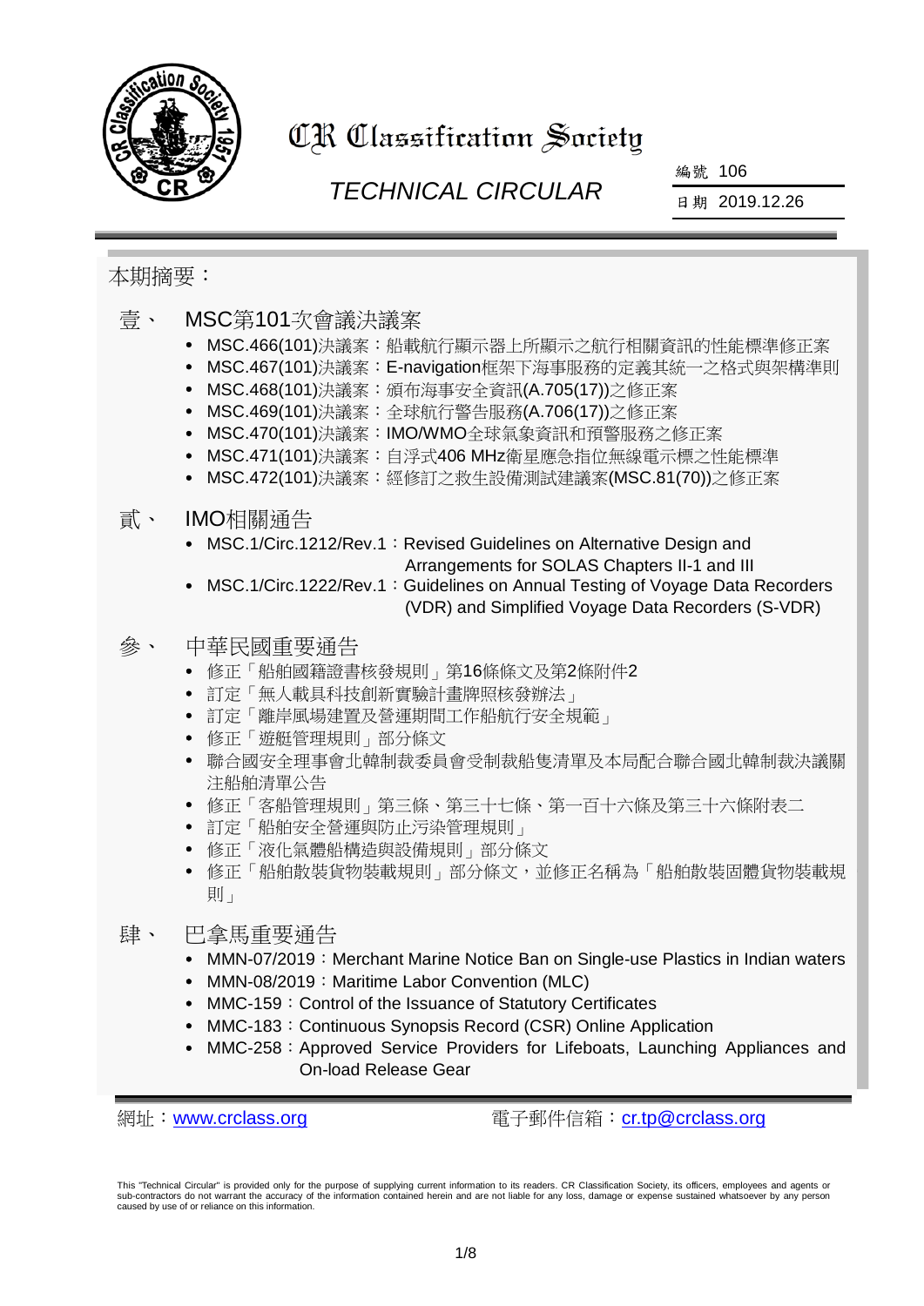# CR Classification Society

## TECHNICAL CIRCULAR

編號 106

日期 2019.12.26

本期摘要：

## 壹、 MSC第101次會議決議案

- MSC.466(101)決議案：船載航行顯示器上所顯示之航行相關資訊的性能標準修正案
- MSC.467(101)決議案：E-navigation框架下海事服務的定義其統一之格式與架構準則
- MSC.468(101)決議案：頒布海事安全資訊(A.705(17))之修正案
- MSC.469(101)決議案：全球航行警告服務(A.706(17))之修正案
- MSC.470(101)決議案：IMO/WMO全球氣象資訊和預警服務之修正案
- MSC.471(101)決議案：自浮式406 MHz衛星應急指位無線電示標之性能標準
- MSC.472(101)決議案：經修訂之救生設備測試建議案(MSC.81(70))之修正案

## 貳、 IMO相關通告

- MSC.1/Circ.1212/Rev.1：Revised Guidelines on Alternative Design and Arrangements for SOLAS Chapters II-1 and III
- MSC.1/Circ.1222/Rev.1：Guidelines on Annual Testing of Voyage Data Recorders (VDR) and Simplified Voyage Data Recorders (S-VDR)

## 參、 中華民國重要通告

- 修正「船舶國籍證書核發規則」第16條條文及第2條附件2
- 訂定「無人載具科技創新實驗計畫牌照核發辦法」
- 訂定「離岸風場建置及營運期間工作船航行安全規範」
- 修正「遊艇管理規則」部分條文
- 聯合國安全理事會北韓制裁委員會受制裁船隻清單及本局配合聯合國北韓制裁決議關注船舶清單公告
- 修正「客船管理規則」第三條、第三十七條、第一百十六條及第三十六條附表二
- 訂定「船舶安全營運與防止污染管理規則」
- 修正「液化氣體船構造與設備規則」部分條文
- 修正「船舶散裝貨物裝載規則」部分條文，並修正名稱為「船舶散裝固體貨物裝載規則」

## 肆、 巴拿馬重要通告

- MMN-07/2019：Merchant Marine Notice Ban on Single-use Plastics in Indian waters
- MMN-08/2019：Maritime Labor Convention (MLC)
- MMC-159：Control of the Issuance of Statutory Certificates
- MMC-183：Continuous Synopsis Record (CSR) Online Application
- MMC-258：Approved Service Providers for Lifeboats, Launching Appliances and On-load Release Gear

網址：[www.crclass.org](http://www.crclass.org)　　電子郵件信箱：[cr.tp@crclass.org](mailto:cr.tp@crclass.org)

This "Technical Circular" is provided only for the purpose of supplying current information to its readers. CR Classification Society, its officers, employees and agents or sub-contractors do not warrant the accuracy of the information contained herein and are not liable for any loss, damage or expense sustained whatsoever by any person caused by use of or reliance on this information.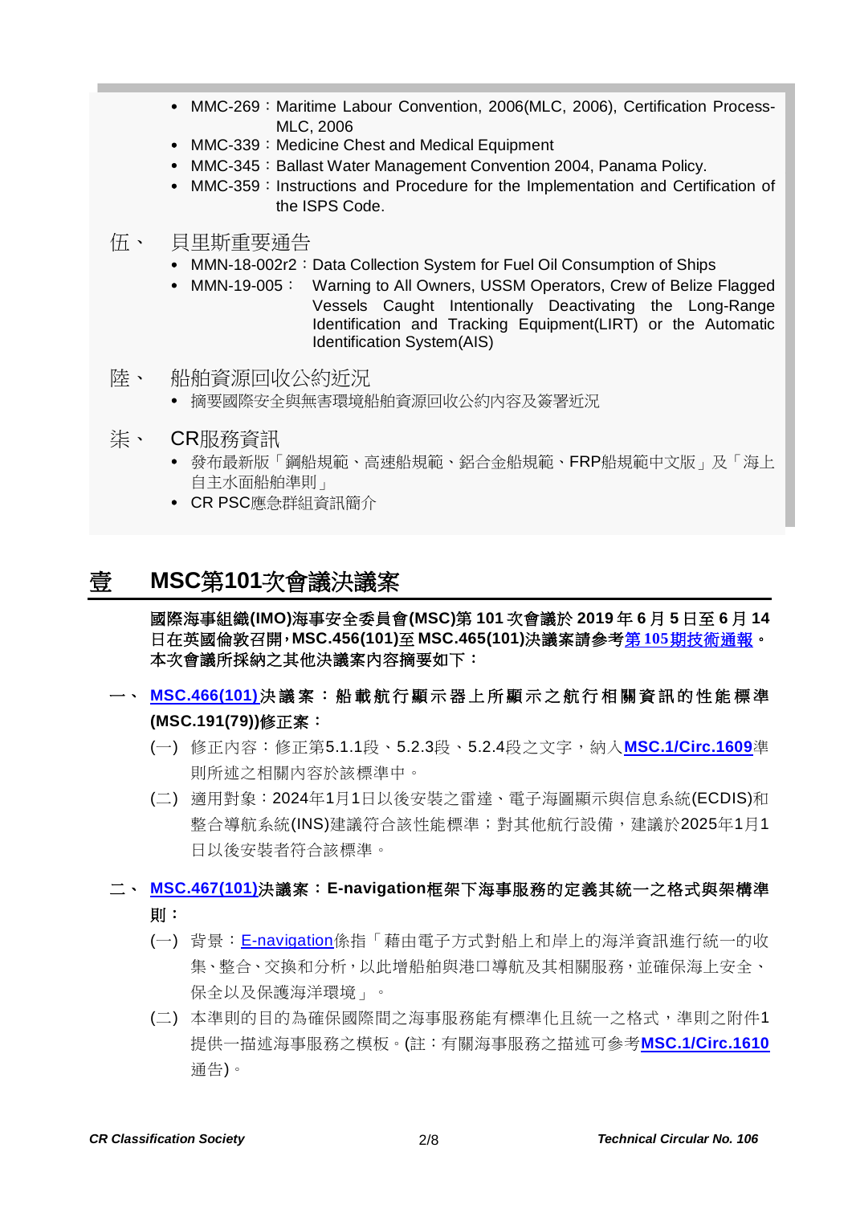- MMC-269：Maritime Labour Convention, 2006(MLC, 2006), Certification Process-MLC, 2006
- MMC-339：Medicine Chest and Medical Equipment
- MMC-345：Ballast Water Management Convention 2004, Panama Policy.
- MMC-359：Instructions and Procedure for the Implementation and Certification of the ISPS Code.

伍、 貝里斯重要通告

- MMN-18-002r2：Data Collection System for Fuel Oil Consumption of Ships
- MMN-19-005： Warning to All Owners, USSM Operators, Crew of Belize Flagged Vessels Caught Intentionally Deactivating the Long-Range Identification and Tracking Equipment(LIRT) or the Automatic Identification System(AIS)

陸、 船舶資源回收公約近況

- 摘要國際安全與無害環境船舶資源回收公約內容及簽署近況

柒、 CR服務資訊

- 發布最新版「鋼船規範、高速船規範、鋁合金船規範、FRP船規範中文版」及「海上自主水面船舶準則」
- CR PSC應急群組資訊簡介

# 壹 MSC第101次會議決議案

**國際海事組織(IMO)海事安全委員會(MSC)第 101 次會議於 2019 年 6 月 5 日至 6 月 14 日在英國倫敦召開，MSC.456(101)至 MSC.465(101)決議案請參考第 105 期技術通報。本次會議所採納之其他決議案內容摘要如下：**

## 一、 MSC.466(101)決議案：船載航行顯示器上所顯示之航行相關資訊的性能標準(MSC.191(79))修正案：

(一) 修正內容：修正第5.1.1段、5.2.3段、5.2.4段之文字，納入**MSC.1/Circ.1609**準則所述之相關內容於該標準中。

(二) 適用對象：2024年1月1日以後安裝之雷達、電子海圖顯示與信息系統(ECDIS)和整合導航系統(INS)建議符合該性能標準；對其他航行設備，建議於2025年1月1日以後安裝者符合該標準。

## 二、 MSC.467(101)決議案：E-navigation框架下海事服務的定義其統一之格式與架構準則：

(一) 背景：E-navigation係指「藉由電子方式對船上和岸上的海洋資訊進行統一的收集、整合、交換和分析，以此增船舶與港口導航及其相關服務，並確保海上安全、保全以及保護海洋環境」。

(二) 本準則的目的為確保國際間之海事服務能有標準化且統一之格式，準則之附件1提供一描述海事服務之模板。(註：有關海事服務之描述可參考**MSC.1/Circ.1610**通告)。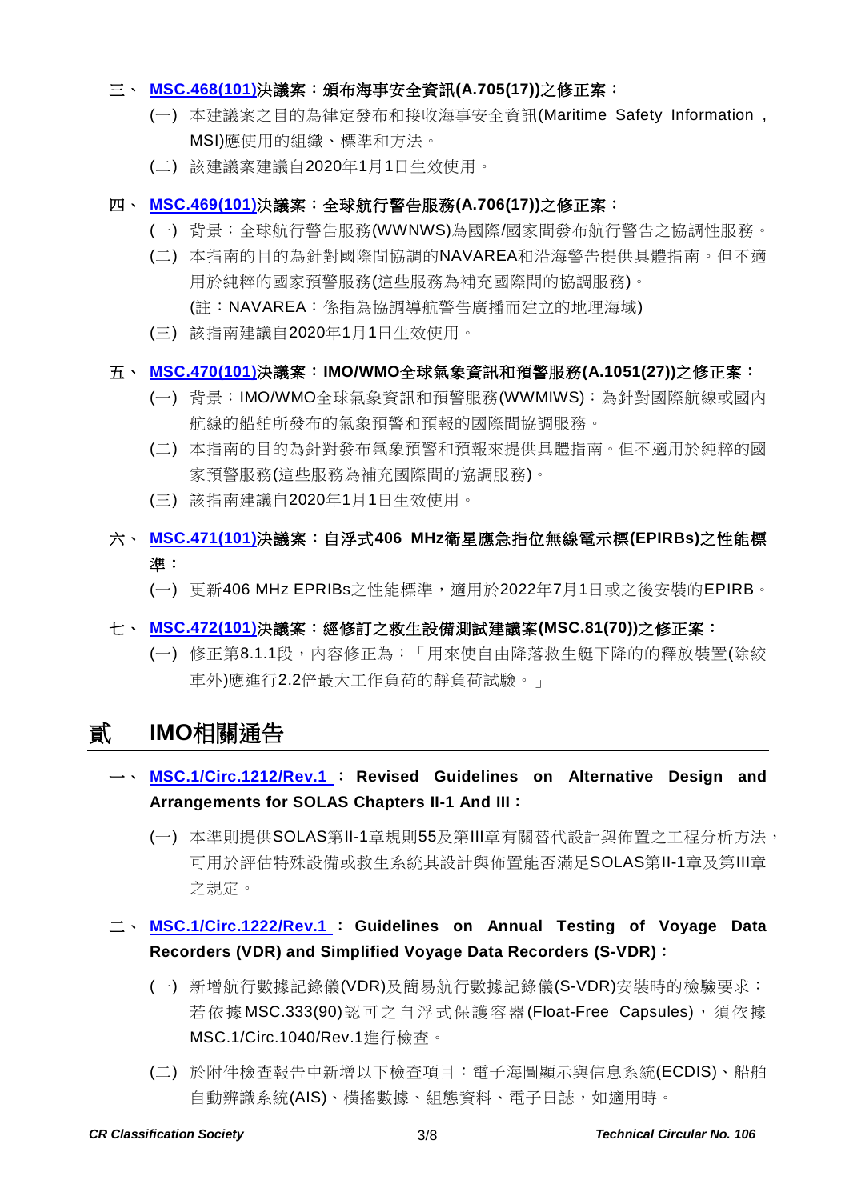### 三、 MSC.468(101)決議案：頒布海事安全資訊(A.705(17))之修正案：

(一) 本建議案之目的為律定發布和接收海事安全資訊(Maritime Safety Information，MSI)應使用的組織、標準和方法。

(二) 該建議案建議自2020年1月1日生效使用。

### 四、 MSC.469(101)決議案：全球航行警告服務(A.706(17))之修正案：

(一) 背景：全球航行警告服務(WWNWS)為國際/國家間發布航行警告之協調性服務。

(二) 本指南的目的為針對國際間協調的NAVAREA和沿海警告提供具體指南。但不適用於純粹的國家預警服務(這些服務為補充國際間的協調服務)。
(註：NAVAREA：係指為協調導航警告廣播而建立的地理海域)

(三) 該指南建議自2020年1月1日生效使用。

### 五、 MSC.470(101)決議案：IMO/WMO全球氣象資訊和預警服務(A.1051(27))之修正案：

(一) 背景：IMO/WMO全球氣象資訊和預警服務(WWMIWS)：為針對國際航線或國內航線的船舶所發布的氣象預警和預報的國際間協調服務。

(二) 本指南的目的為針對發布氣象預警和預報來提供具體指南。但不適用於純粹的國家預警服務(這些服務為補充國際間的協調服務)。

(三) 該指南建議自2020年1月1日生效使用。

### 六、 MSC.471(101)決議案：自浮式406 MHz衛星應急指位無線電示標(EPIRBs)之性能標準：

(一) 更新406 MHz EPRIBs之性能標準，適用於2022年7月1日或之後安裝的EPIRB。

### 七、 MSC.472(101)決議案：經修訂之救生設備測試建議案(MSC.81(70))之修正案：

(一) 修正第8.1.1段，內容修正為：「用來使自由降落救生艇下降的的釋放裝置(除絞車外)應進行2.2倍最大工作負荷的靜負荷試驗。」

## 貳 IMO相關通告

### 一、 MSC.1/Circ.1212/Rev.1 ： Revised Guidelines on Alternative Design and Arrangements for SOLAS Chapters II-1 And III：

(一) 本準則提供SOLAS第II-1章規則55及第III章有關替代設計與佈置之工程分析方法，可用於評估特殊設備或救生系統其設計與佈置能否滿足SOLAS第II-1章及第III章之規定。

### 二、 MSC.1/Circ.1222/Rev.1 ： Guidelines on Annual Testing of Voyage Data Recorders (VDR) and Simplified Voyage Data Recorders (S-VDR)：

(一) 新增航行數據記錄儀(VDR)及簡易航行數據記錄儀(S-VDR)安裝時的檢驗要求：若依據MSC.333(90)認可之自浮式保護容器(Float-Free Capsules)，須依據MSC.1/Circ.1040/Rev.1進行檢查。

(二) 於附件檢查報告中新增以下檢查項目：電子海圖顯示與信息系統(ECDIS)、船舶自動辨識系統(AIS)、橫搖數據、組態資料、電子日誌，如適用時。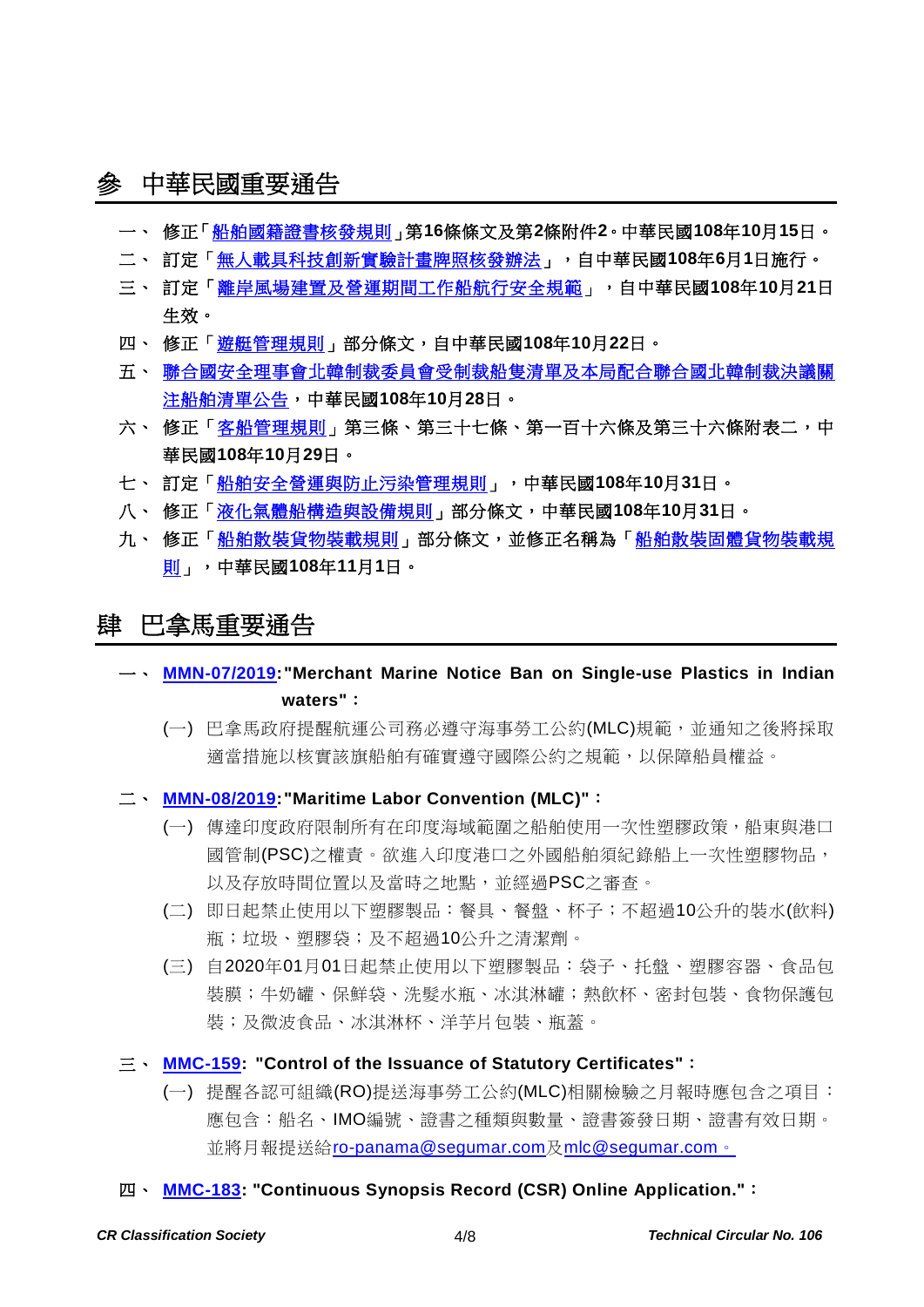## 參 中華民國重要通告

一、 修正「船舶國籍證書核發規則」第16條條文及第2條附件2。中華民國108年10月15日。

二、 訂定「無人載具科技創新實驗計畫牌照核發辦法」，自中華民國108年6月1日施行。

三、 訂定「離岸風場建置及營運期間工作船航行安全規範」，自中華民國108年10月21日生效。

四、 修正「遊艇管理規則」部分條文，自中華民國108年10月22日。

五、 聯合國安全理事會北韓制裁委員會受制裁船隻清單及本局配合聯合國北韓制裁決議關注船舶清單公告，中華民國108年10月28日。

六、 修正「客船管理規則」第三條、第三十七條、第一百十六條及第三十六條附表二，中華民國108年10月29日。

七、 訂定「船舶安全營運與防止污染管理規則」，中華民國108年10月31日。

八、 修正「液化氣體船構造與設備規則」部分條文，中華民國108年10月31日。

九、 修正「船舶散裝貨物裝載規則」部分條文，並修正名稱為「船舶散裝固體貨物裝載規則」，中華民國108年11月1日。

## 肆 巴拿馬重要通告

一、 **MMN-07/2019:"Merchant Marine Notice Ban on Single-use Plastics in Indian waters"：**

(一) 巴拿馬政府提醒航運公司務必遵守海事勞工公約(MLC)規範，並通知之後將採取適當措施以核實該旗船舶有確實遵守國際公約之規範，以保障船員權益。

二、 **MMN-08/2019:"Maritime Labor Convention (MLC)"：**

(一) 傳達印度政府限制所有在印度海域範圍之船舶使用一次性塑膠政策，船東與港口國管制(PSC)之權責。欲進入印度港口之外國船舶須紀錄船上一次性塑膠物品，以及存放時間位置以及當時之地點，並經過PSC之審查。

(二) 即日起禁止使用以下塑膠製品：餐具、餐盤、杯子；不超過10公升的裝水(飲料)瓶；垃圾、塑膠袋；及不超過10公升之清潔劑。

(三) 自2020年01月01日起禁止使用以下塑膠製品：袋子、托盤、塑膠容器、食品包裝膜；牛奶罐、保鮮袋、洗髮水瓶、冰淇淋罐；熱飲杯、密封包裝、食物保護包裝；及微波食品、冰淇淋杯、洋芋片包裝、瓶蓋。

三、 **MMC-159: "Control of the Issuance of Statutory Certificates"：**

(一) 提醒各認可組織(RO)提送海事勞工公約(MLC)相關檢驗之月報時應包含之項目：應包含：船名、IMO編號、證書之種類與數量、證書簽發日期、證書有效日期。並將月報提送給ro-panama@segumar.com及mlc@segumar.com。

四、 **MMC-183: "Continuous Synopsis Record (CSR) Online Application."：**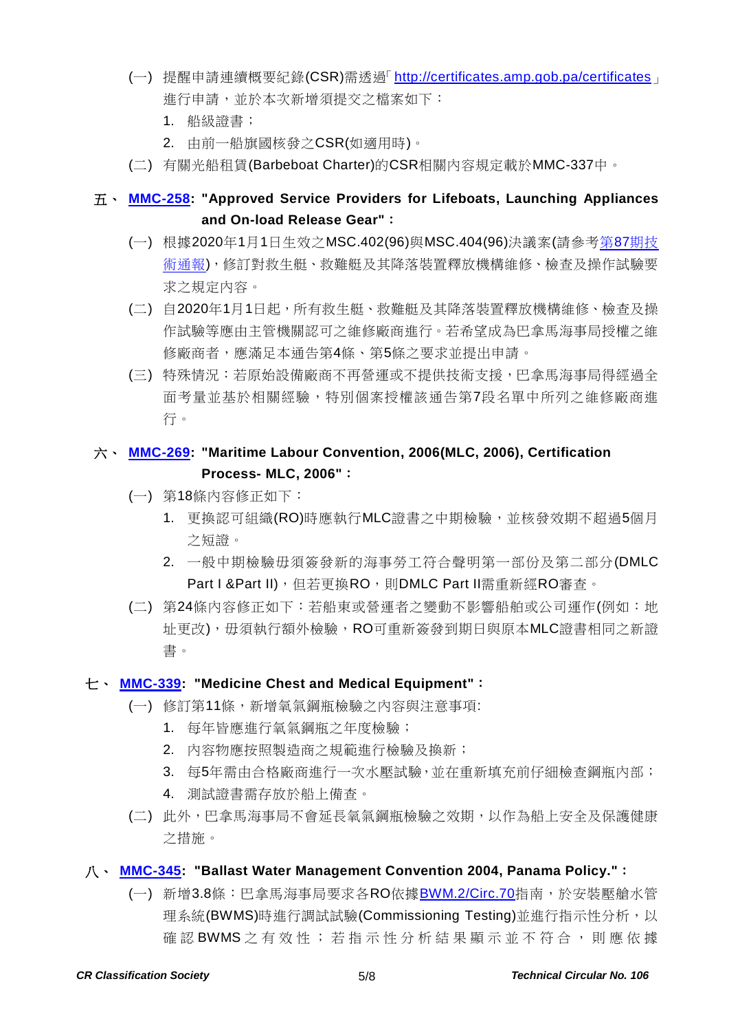(一) 提醒申請連續概要紀錄(CSR)需透過「http://certificates.amp.gob.pa/certificates」進行申請，並於本次新增須提交之檔案如下：

1. 船級證書；
2. 由前一船旗國核發之CSR(如適用時)。

(二) 有關光船租賃(Barbeboat Charter)的CSR相關內容規定載於MMC-337中。

## 五、 MMC-258: "Approved Service Providers for Lifeboats, Launching Appliances and On-load Release Gear"：

(一) 根據2020年1月1日生效之MSC.402(96)與MSC.404(96)決議案(請參考第87期技術通報)，修訂對救生艇、救難艇及其降落裝置釋放機構維修、檢查及操作試驗要求之規定內容。

(二) 自2020年1月1日起，所有救生艇、救難艇及其降落裝置釋放機構維修、檢查及操作試驗等應由主管機關認可之維修廠商進行。若希望成為巴拿馬海事局授權之維修廠商者，應滿足本通告第4條、第5條之要求並提出申請。

(三) 特殊情況：若原始設備廠商不再營運或不提供技術支援，巴拿馬海事局得經過全面考量並基於相關經驗，特別個案授權該通告第7段名單中所列之維修廠商進行。

## 六、 MMC-269: "Maritime Labour Convention, 2006(MLC, 2006), Certification Process- MLC, 2006"：

(一) 第18條內容修正如下：

1. 更換認可組織(RO)時應執行MLC證書之中期檢驗，並核發效期不超過5個月之短證。
2. 一般中期檢驗毋須簽發新的海事勞工符合聲明第一部份及第二部分(DMLC Part I &Part II)，但若更換RO，則DMLC Part II需重新經RO審查。

(二) 第24條內容修正如下：若船東或營運者之變動不影響船舶或公司運作(例如：地址更改)，毋須執行額外檢驗，RO可重新簽發到期日與原本MLC證書相同之新證書。

## 七、 MMC-339: "Medicine Chest and Medical Equipment"：

(一) 修訂第11條，新增氧氣鋼瓶檢驗之內容與注意事項:

1. 每年皆應進行氧氣鋼瓶之年度檢驗；
2. 內容物應按照製造商之規範進行檢驗及換新；
3. 每5年需由合格廠商進行一次水壓試驗，並在重新填充前仔細檢查鋼瓶內部；
4. 測試證書需存放於船上備查。

(二) 此外，巴拿馬海事局不會延長氧氣鋼瓶檢驗之效期，以作為船上安全及保護健康之措施。

## 八、 MMC-345: "Ballast Water Management Convention 2004, Panama Policy."：

(一) 新增3.8條：巴拿馬海事局要求各RO依據BWM.2/Circ.70指南，於安裝壓艙水管理系統(BWMS)時進行調試試驗(Commissioning Testing)並進行指示性分析，以確認BWMS之有效性；若指示性分析結果顯示並不符合，則應依據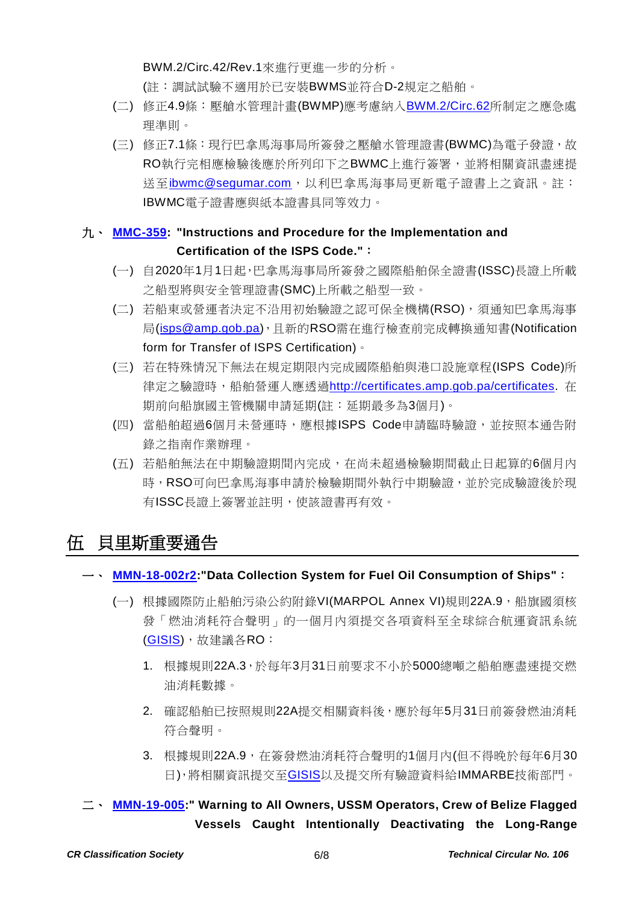BWM.2/Circ.42/Rev.1來進行更進一步的分析。

(註：調試試驗不適用於已安裝BWMS並符合D-2規定之船舶。

(二) 修正4.9條：壓艙水管理計畫(BWMP)應考慮納入BWM.2/Circ.62所制定之應急處理準則。

(三) 修正7.1條：現行巴拿馬海事局所簽發之壓艙水管理證書(BWMC)為電子發證，故RO執行完相應檢驗後應於所列印下之BWMC上進行簽署，並將相關資訊盡速提送至ibwmc@segumar.com，以利巴拿馬海事局更新電子證書上之資訊。註：IBWMC電子證書應與紙本證書具同等效力。

九、 **MMC-359: "Instructions and Procedure for the Implementation and Certification of the ISPS Code."：**

(一) 自2020年1月1日起，巴拿馬海事局所簽發之國際船舶保全證書(ISSC)長證上所載之船型將與安全管理證書(SMC)上所載之船型一致。

(二) 若船東或營運者決定不沿用初始驗證之認可保全機構(RSO)，須通知巴拿馬海事局(isps@amp.gob.pa)，且新的RSO需在進行檢查前完成轉換通知書(Notification form for Transfer of ISPS Certification)。

(三) 若在特殊情況下無法在規定期限內完成國際船舶與港口設施章程(ISPS Code)所律定之驗證時，船舶營運人應透過http://certificates.amp.gob.pa/certificates. 在期前向船旗國主管機關申請延期(註：延期最多為3個月)。

(四) 當船舶超過6個月未營運時，應根據ISPS Code申請臨時驗證，並按照本通告附錄之指南作業辦理。

(五) 若船舶無法在中期驗證期間內完成，在尚未超過檢驗期間截止日起算的6個月內時，RSO可向巴拿馬海事申請於檢驗期間外執行中期驗證，並於完成驗證後於現有ISSC長證上簽署並註明，使該證書再有效。

# 伍 貝里斯重要通告

一、 **MMN-18-002r2:"Data Collection System for Fuel Oil Consumption of Ships"：**

(一) 根據國際防止船舶污染公約附錄VI(MARPOL Annex VI)規則22A.9，船旗國須核發「燃油消耗符合聲明」的一個月內須提交各項資料至全球綜合航運資訊系統(GISIS)，故建議各RO：

1. 根據規則22A.3，於每年3月31日前要求不小於5000總噸之船舶應盡速提交燃油消耗數據。

2. 確認船舶已按照規則22A提交相關資料後，應於每年5月31日前簽發燃油消耗符合聲明。

3. 根據規則22A.9，在簽發燃油消耗符合聲明的1個月內(但不得晚於每年6月30日)，將相關資訊提交至GISIS以及提交所有驗證資料給IMMARBE技術部門。

二、 **MMN-19-005:" Warning to All Owners, USSM Operators, Crew of Belize Flagged Vessels Caught Intentionally Deactivating the Long-Range**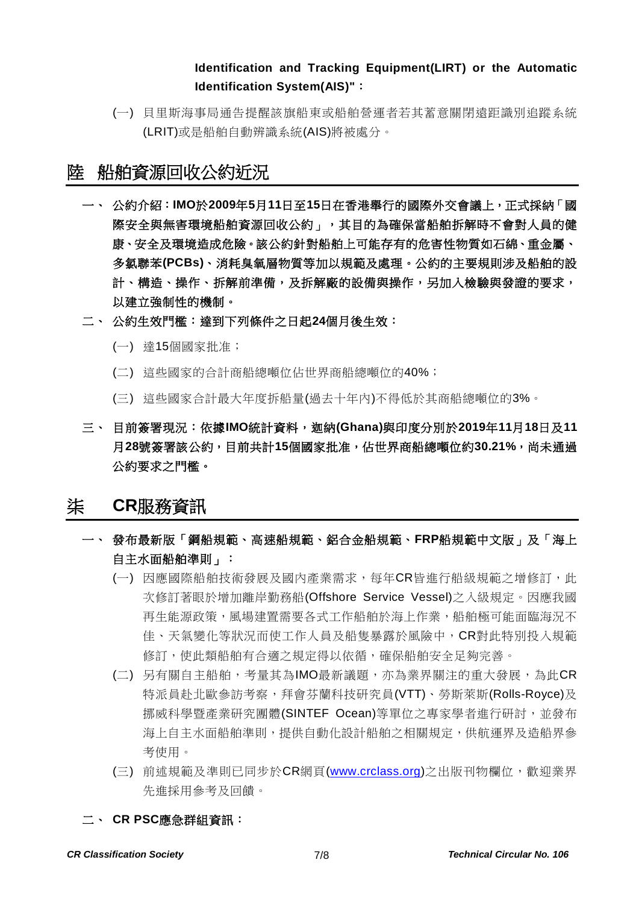**Identification and Tracking Equipment(LIRT) or the Automatic Identification System(AIS)"：**

(一) 貝里斯海事局通告提醒該旗船東或船舶營運者若其蓄意關閉遠距識別追蹤系統(LRIT)或是船舶自動辨識系統(AIS)將被處分。

## 陸 船舶資源回收公約近況

一、 **公約介紹：IMO於2009年5月11日至15日在香港舉行的國際外交會議上，正式採納「國際安全與無害環境船舶資源回收公約」，其目的為確保當船舶拆解時不會對人員的健康、安全及環境造成危險。該公約針對船舶上可能存有的危害性物質如石綿、重金屬、多氯聯苯(PCBs)、消耗臭氧層物質等加以規範及處理。公約的主要規則涉及船舶的設計、構造、操作、拆解前準備，及拆解廠的設備與操作，另加入檢驗與發證的要求，以建立強制性的機制。**

二、 **公約生效門檻：達到下列條件之日起24個月後生效：**

(一) 達15個國家批准；

(二) 這些國家的合計商船總噸位佔世界商船總噸位的40%；

(三) 這些國家合計最大年度拆船量(過去十年內)不得低於其商船總噸位的3%。

三、 **目前簽署現況：依據IMO統計資料，迦納(Ghana)與印度分別於2019年11月18日及11月28號簽署該公約，目前共計15個國家批准，佔世界商船總噸位約30.21%，尚未通過公約要求之門檻。**

## 柒 CR服務資訊

一、 **發布最新版「鋼船規範、高速船規範、鋁合金船規範、FRP船規範中文版」及「海上自主水面船舶準則」：**

(一) 因應國際船舶技術發展及國內產業需求，每年CR皆進行船級規範之增修訂，此次修訂著眼於增加離岸勤務船(Offshore Service Vessel)之入級規定。因應我國再生能源政策，風場建置需要各式工作船舶於海上作業，船舶極可能面臨海況不佳、天氣變化等狀況而使工作人員及船隻暴露於風險中，CR對此特別投入規範修訂，使此類船舶有合適之規定得以依循，確保船舶安全足夠完善。

(二) 另有關自主船舶，考量其為IMO最新議題，亦為業界關注的重大發展，為此CR特派員赴北歐參訪考察，拜會芬蘭科技研究員(VTT)、勞斯萊斯(Rolls-Royce)及挪威科學暨產業研究團體(SINTEF Ocean)等單位之專家學者進行研討，並發布海上自主水面船舶準則，提供自動化設計船舶之相關規定，供航運界及造船界參考使用。

(三) 前述規範及準則已同步於CR網頁(www.crclass.org)之出版刊物欄位，歡迎業界先進採用參考及回饋。

二、 **CR PSC應急群組資訊：**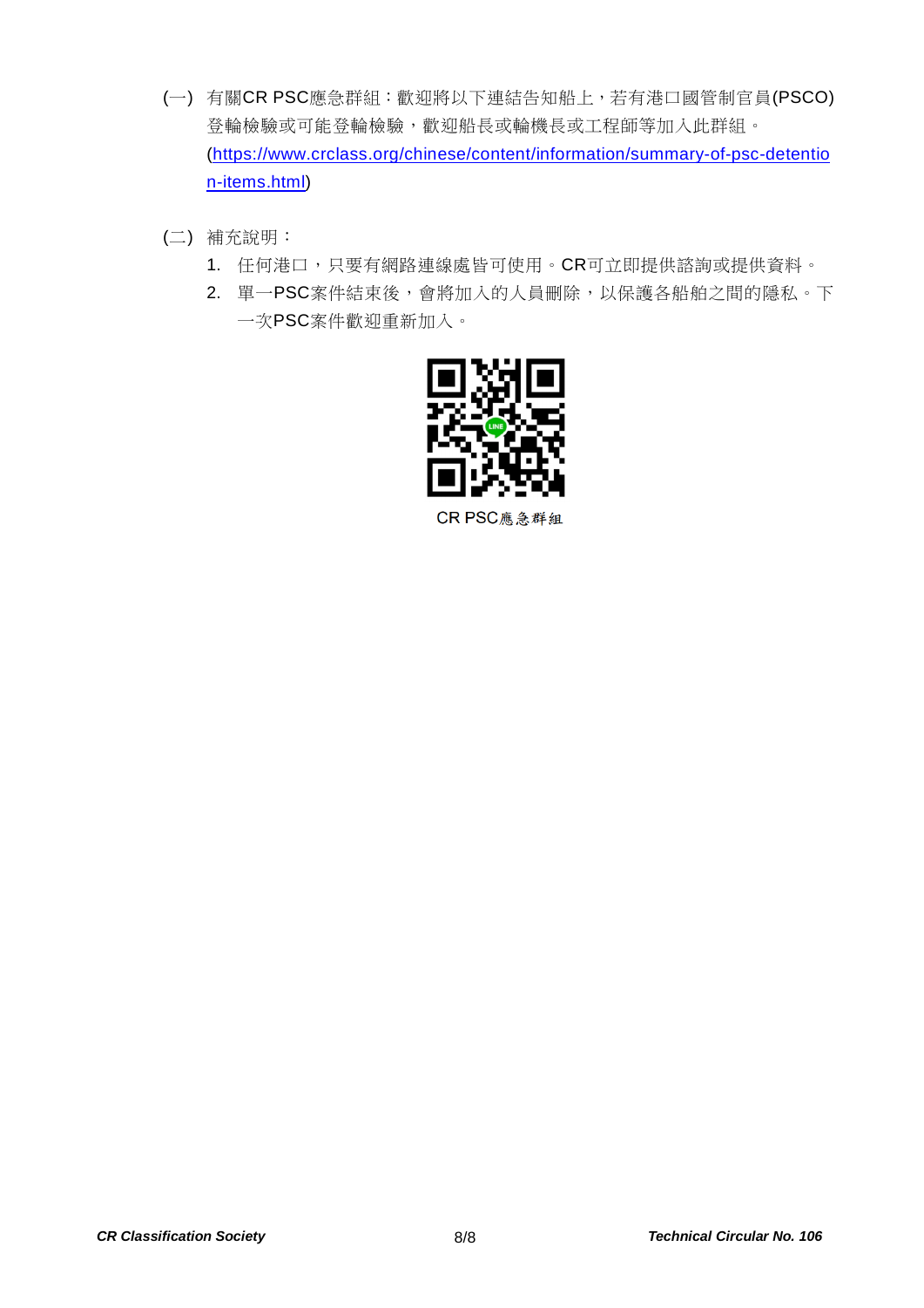(一) 有關CR PSC應急群組：歡迎將以下連結告知船上，若有港口國管制官員(PSCO)登輪檢驗或可能登輪檢驗，歡迎船長或輪機長或工程師等加入此群組。(https://www.crclass.org/chinese/content/information/summary-of-psc-detention-items.html)

(二) 補充說明：

1. 任何港口，只要有網路連線處皆可使用。CR可立即提供諮詢或提供資料。
2. 單一PSC案件結束後，會將加入的人員刪除，以保護各船舶之間的隱私。下一次PSC案件歡迎重新加入。

CR PSC應急群組